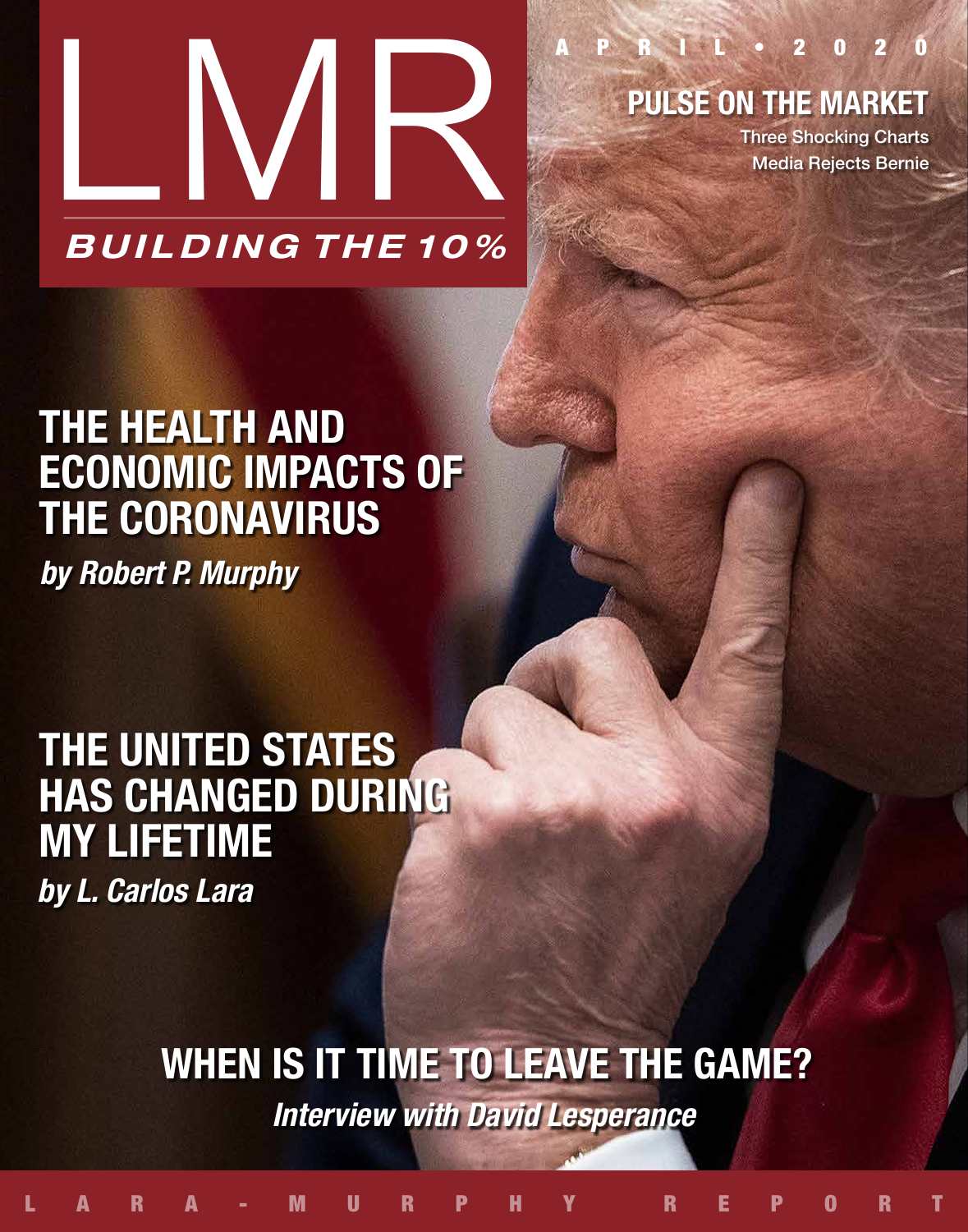# LMR

*BUILDING THE 10%*

APRIL • 2020

## PULSE ON THE MARKET

Three Shocking Charts

Media Rejects Bernie

## THE HEALTH AND ECONOMIC IMPACTS OF THE CORONAVIRUS

*by Robert P. Murphy*

## THE UNITED STATES HAS CHANGED DURING MY LIFETIME

*by L. Carlos Lara*

## WHEN IS IT TIME TO LEAVE THE GAME?

*Interview with David Lesperance*

LARA-MURPHY REPORT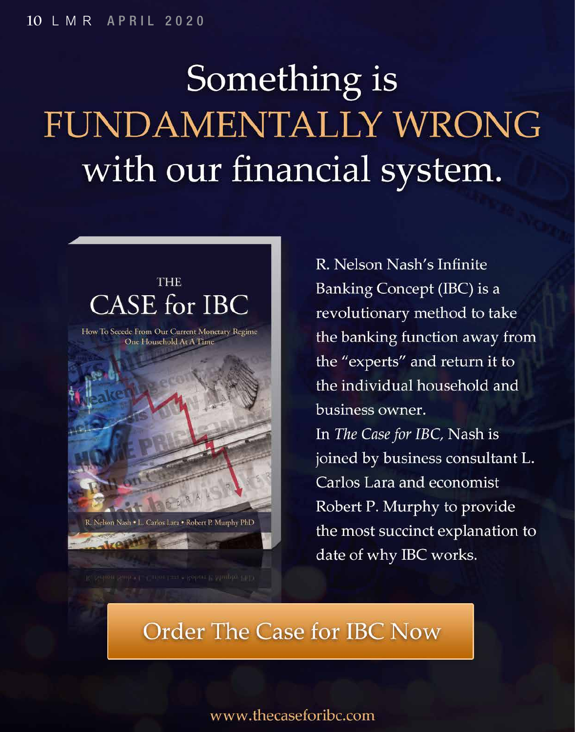# Something is FUNDAMENTALLY WRONG with our financial system.

THE CASE for IBC

How To Secede From Our Current Monetary Regime One Household At A Time

R. Nelson Nash • L. Carlos Lara • Robert P. Murphy PhD

R. Nelson Nash's Infinite Banking Concept (IBC) is a revolutionary method to take the banking function away from the "experts" and return it to the individual household and business owner.

In *The Case for IBC*, Nash is joined by business consultant L. Carlos Lara and economist Robert P. Murphy to provide the most succinct explanation to date of why IBC works.

Order The Case for IBC Now

www.thecaseforibc.com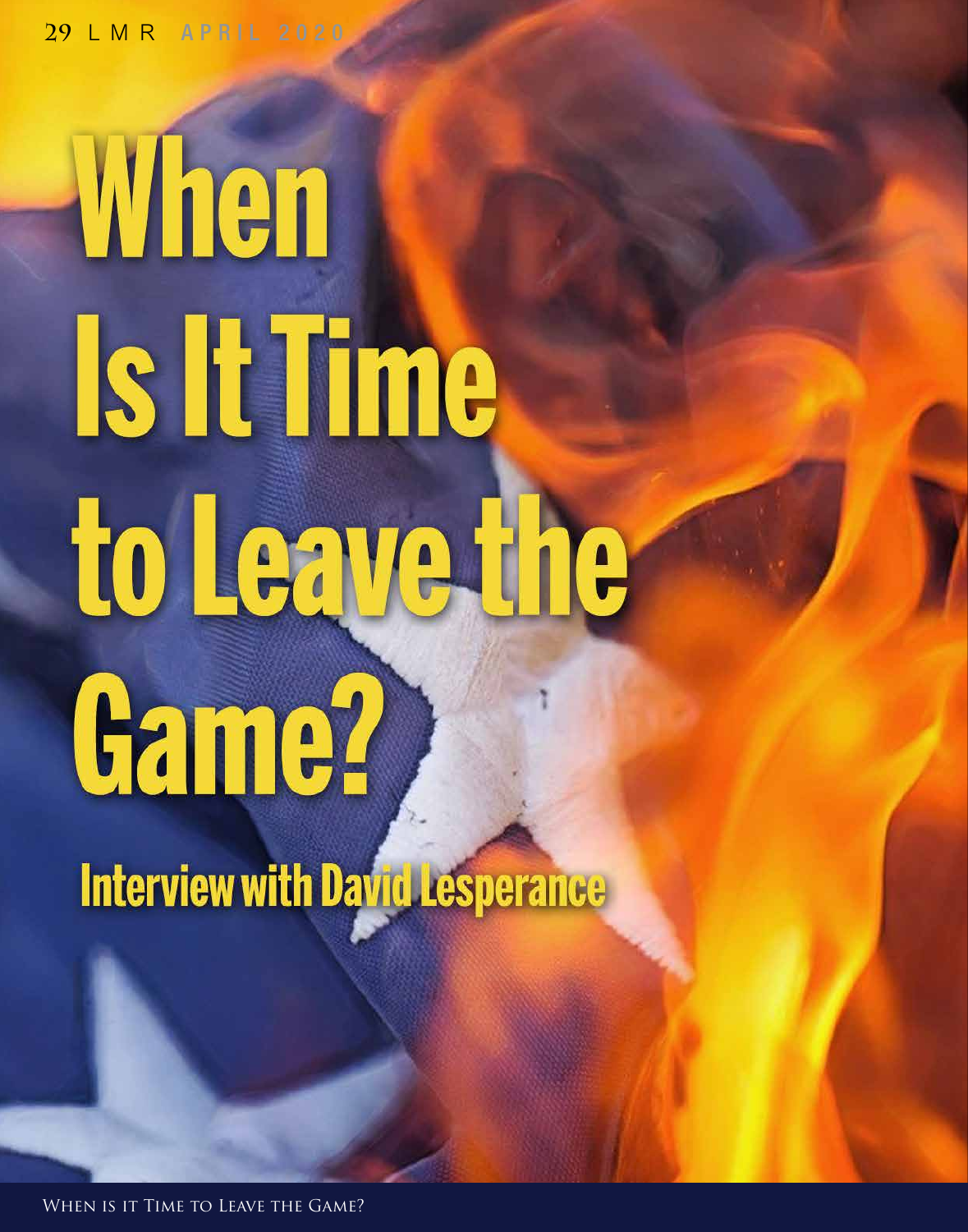# When Is It Time to Leave the Game?

## Interview with David Lesperance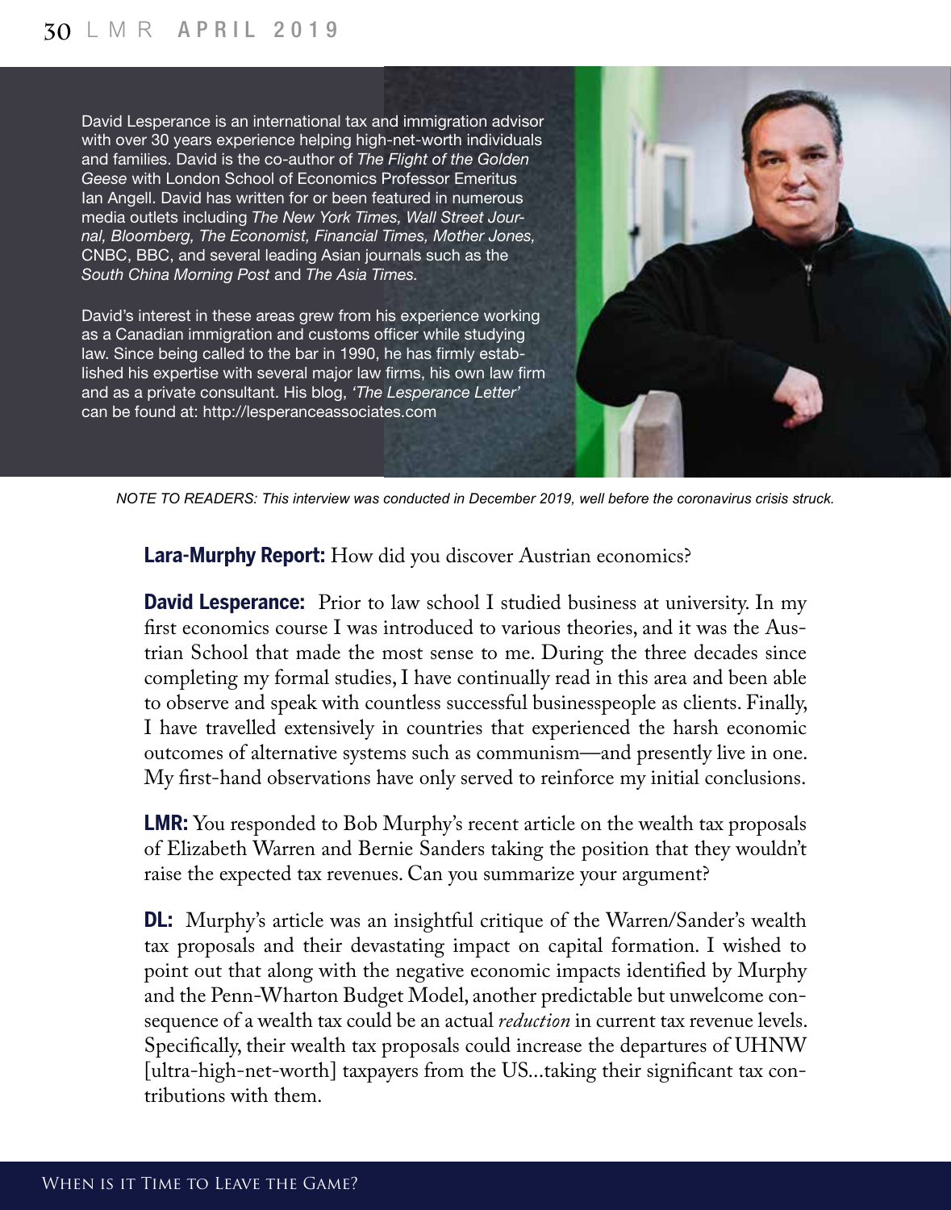David Lesperance is an international tax and immigration advisor with over 30 years experience helping high-net-worth individuals and families. David is the co-author of *The Flight of the Golden Geese* with London School of Economics Professor Emeritus Ian Angell. David has written for or been featured in numerous media outlets including *The New York Times, Wall Street Journal, Bloomberg, The Economist, Financial Times, Mother Jones,* CNBC, BBC, and several leading Asian journals such as the *South China Morning Post* and *The Asia Times.*

David's interest in these areas grew from his experience working as a Canadian immigration and customs officer while studying law. Since being called to the bar in 1990, he has firmly established his expertise with several major law firms, his own law firm and as a private consultant. His blog, *'The Lesperance Letter'* can be found at: http://lesperanceassociates.com

*NOTE TO READERS: This interview was conducted in December 2019, well before the coronavirus crisis struck.*

**Lara-Murphy Report:** How did you discover Austrian economics?

**David Lesperance:** Prior to law school I studied business at university. In my first economics course I was introduced to various theories, and it was the Austrian School that made the most sense to me. During the three decades since completing my formal studies, I have continually read in this area and been able to observe and speak with countless successful businesspeople as clients. Finally, I have travelled extensively in countries that experienced the harsh economic outcomes of alternative systems such as communism—and presently live in one. My first-hand observations have only served to reinforce my initial conclusions.

**LMR:** You responded to Bob Murphy's recent article on the wealth tax proposals of Elizabeth Warren and Bernie Sanders taking the position that they wouldn't raise the expected tax revenues. Can you summarize your argument?

**DL:** Murphy's article was an insightful critique of the Warren/Sander's wealth tax proposals and their devastating impact on capital formation. I wished to point out that along with the negative economic impacts identified by Murphy and the Penn-Wharton Budget Model, another predictable but unwelcome consequence of a wealth tax could be an actual *reduction* in current tax revenue levels. Specifically, their wealth tax proposals could increase the departures of UHNW [ultra-high-net-worth] taxpayers from the US...taking their significant tax contributions with them.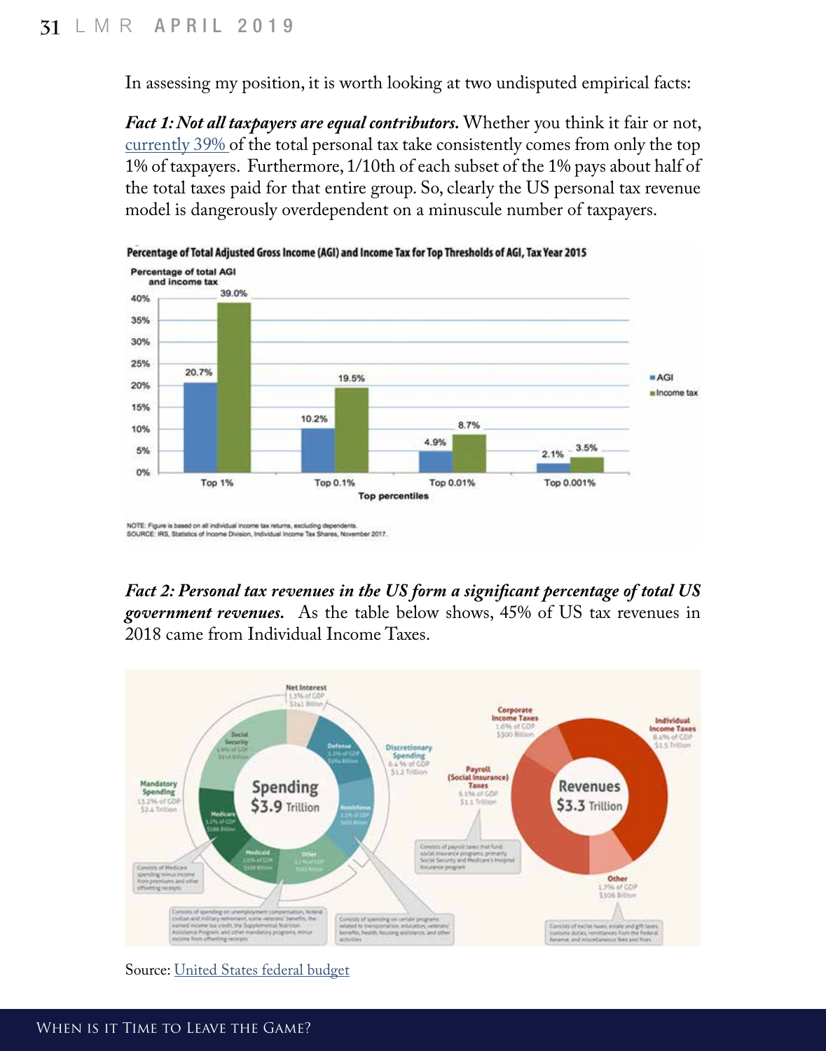In assessing my position, it is worth looking at two undisputed empirical facts:

***Fact 1: Not all taxpayers are equal contributors.*** Whether you think it fair or not, currently 39% of the total personal tax take consistently comes from only the top 1% of taxpayers. Furthermore, 1/10th of each subset of the 1% pays about half of the total taxes paid for that entire group. So, clearly the US personal tax revenue model is dangerously overdependent on a minuscule number of taxpayers.

**Percentage of Total Adjusted Gross Income (AGI) and Income Tax for Top Thresholds of AGI, Tax Year 2015**

| Top percentiles | AGI | Income tax |
|---|---|---|
| Top 1% | 20.7% | 39.0% |
| Top 0.1% | 10.2% | 19.5% |
| Top 0.01% | 4.9% | 8.7% |
| Top 0.001% | 2.1% | 3.5% |

NOTE: Figure is based on all individual income tax returns, excluding dependents.
SOURCE: IRS, Statistics of Income Division, Individual Income Tax Shares, November 2017.

***Fact 2: Personal tax revenues in the US form a significant percentage of total US government revenues.*** As the table below shows, 45% of US tax revenues in 2018 came from Individual Income Taxes.

**Spending $3.9 Trillion**

- Mandatory Spending: 13.2% of GDP, $2.4 Trillion
  - Social Security: 4.9% of GDP, $916 Billion
  - Medicare: 3.2% of GDP, $588 Billion (Consists of Medicare spending minus income from premiums and other offsetting receipts)
  - Medicaid: 2.0% of GDP, $368 Billion
  - Other: 2.1% of GDP, $383 Billion (Consists of spending on unemployment compensation, federal civilian and military retirement, some veterans' benefits, the earned income tax credit, the Supplemental Nutrition Assistance Program, and other mandatory programs, minus income from offsetting receipts)
- Discretionary Spending: 6.4% of GDP, $1.2 Trillion
  - Defense: 3.2% of GDP, $584 Billion
  - Nondefense: 3.3% of GDP, $600 Billion (Consists of spending on certain programs related to transportation, education, veterans' benefits, health, housing assistance, and other activities)
- Net Interest: 1.3% of GDP, $241 Billion

**Revenues $3.3 Trillion**

- Individual Income Taxes: 8.4% of GDP, $1.5 Trillion
- Payroll (Social Insurance) Taxes: 6.1% of GDP, $1.1 Trillion (Consists of payroll taxes that fund social insurance programs, primarily Social Security and Medicare's Hospital Insurance program)
- Corporate Income Taxes: 1.6% of GDP, $300 Billion
- Other: 1.7% of GDP, $306 Billion (Consists of excise taxes, estate and gift taxes, customs duties, remittances from the Federal Reserve, and miscellaneous fees and fines)

Source: United States federal budget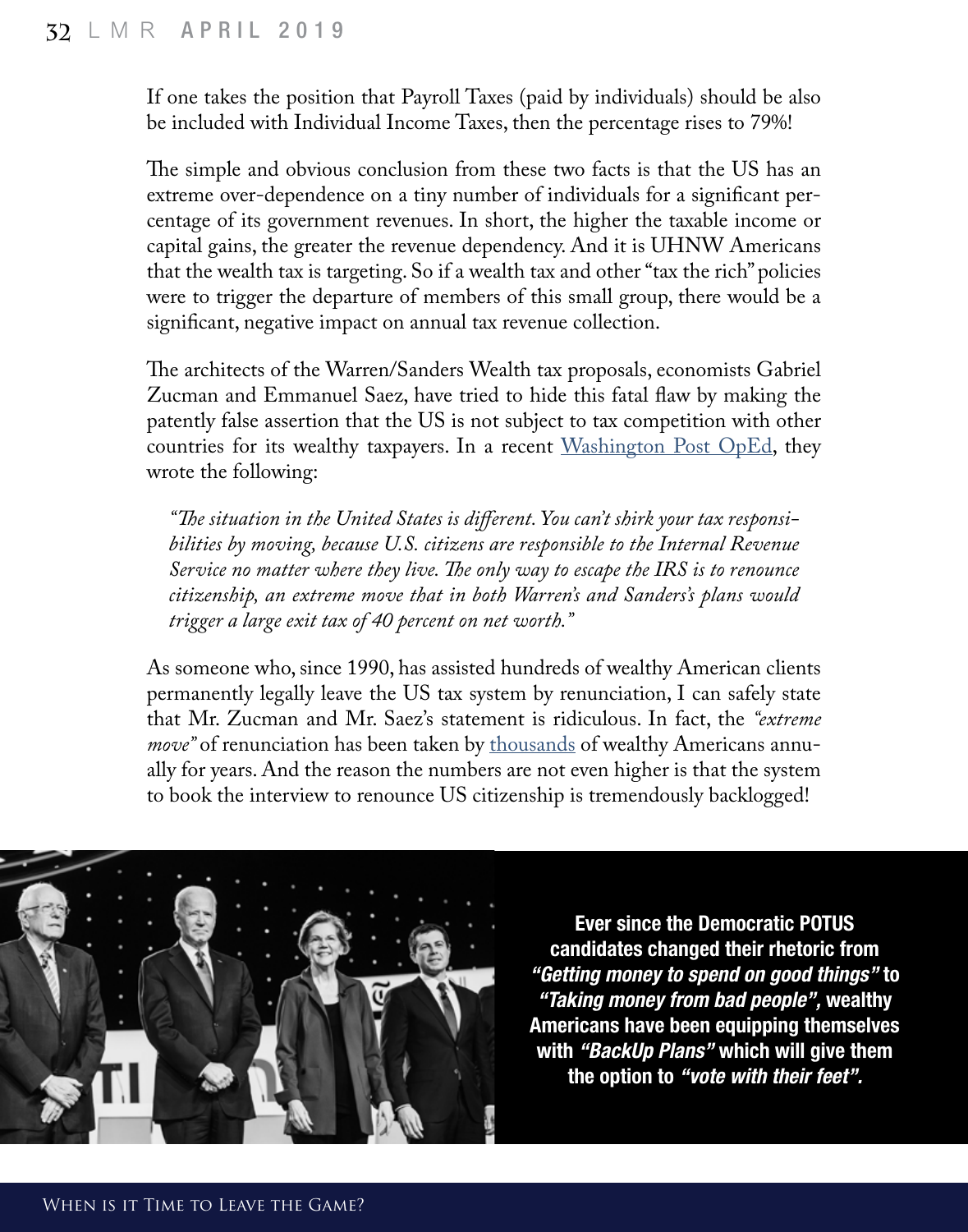If one takes the position that Payroll Taxes (paid by individuals) should be also be included with Individual Income Taxes, then the percentage rises to 79%!

The simple and obvious conclusion from these two facts is that the US has an extreme over-dependence on a tiny number of individuals for a significant percentage of its government revenues. In short, the higher the taxable income or capital gains, the greater the revenue dependency. And it is UHNW Americans that the wealth tax is targeting. So if a wealth tax and other "tax the rich" policies were to trigger the departure of members of this small group, there would be a significant, negative impact on annual tax revenue collection.

The architects of the Warren/Sanders Wealth tax proposals, economists Gabriel Zucman and Emmanuel Saez, have tried to hide this fatal flaw by making the patently false assertion that the US is not subject to tax competition with other countries for its wealthy taxpayers. In a recent [Washington Post OpEd](), they wrote the following:

> *"The situation in the United States is different. You can't shirk your tax responsibilities by moving, because U.S. citizens are responsible to the Internal Revenue Service no matter where they live. The only way to escape the IRS is to renounce citizenship, an extreme move that in both Warren's and Sanders's plans would trigger a large exit tax of 40 percent on net worth."*

As someone who, since 1990, has assisted hundreds of wealthy American clients permanently legally leave the US tax system by renunciation, I can safely state that Mr. Zucman and Mr. Saez's statement is ridiculous. In fact, the *"extreme move"* of renunciation has been taken by [thousands]() of wealthy Americans annually for years. And the reason the numbers are not even higher is that the system to book the interview to renounce US citizenship is tremendously backlogged!

**Ever since the Democratic POTUS candidates changed their rhetoric from *"Getting money to spend on good things"* to *"Taking money from bad people"*, wealthy Americans have been equipping themselves with *"BackUp Plans"* which will give them the option to *"vote with their feet"*.**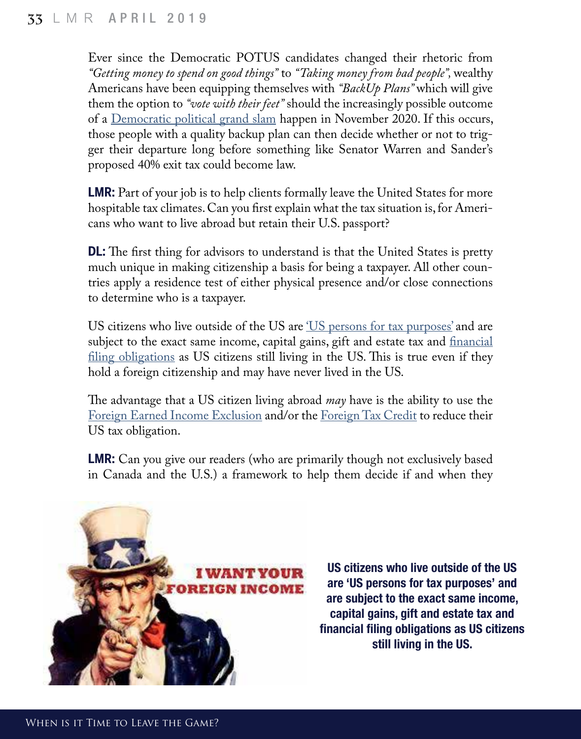Ever since the Democratic POTUS candidates changed their rhetoric from *"Getting money to spend on good things"* to *"Taking money from bad people"*, wealthy Americans have been equipping themselves with *"BackUp Plans"* which will give them the option to *"vote with their feet"* should the increasingly possible outcome of a Democratic political grand slam happen in November 2020. If this occurs, those people with a quality backup plan can then decide whether or not to trigger their departure long before something like Senator Warren and Sander's proposed 40% exit tax could become law.

**LMR:** Part of your job is to help clients formally leave the United States for more hospitable tax climates. Can you first explain what the tax situation is, for Americans who want to live abroad but retain their U.S. passport?

**DL:** The first thing for advisors to understand is that the United States is pretty much unique in making citizenship a basis for being a taxpayer. All other countries apply a residence test of either physical presence and/or close connections to determine who is a taxpayer.

US citizens who live outside of the US are 'US persons for tax purposes' and are subject to the exact same income, capital gains, gift and estate tax and financial filing obligations as US citizens still living in the US. This is true even if they hold a foreign citizenship and may have never lived in the US.

The advantage that a US citizen living abroad *may* have is the ability to use the Foreign Earned Income Exclusion and/or the Foreign Tax Credit to reduce their US tax obligation.

**LMR:** Can you give our readers (who are primarily though not exclusively based in Canada and the U.S.) a framework to help them decide if and when they

**US citizens who live outside of the US are 'US persons for tax purposes' and are subject to the exact same income, capital gains, gift and estate tax and financial filing obligations as US citizens still living in the US.**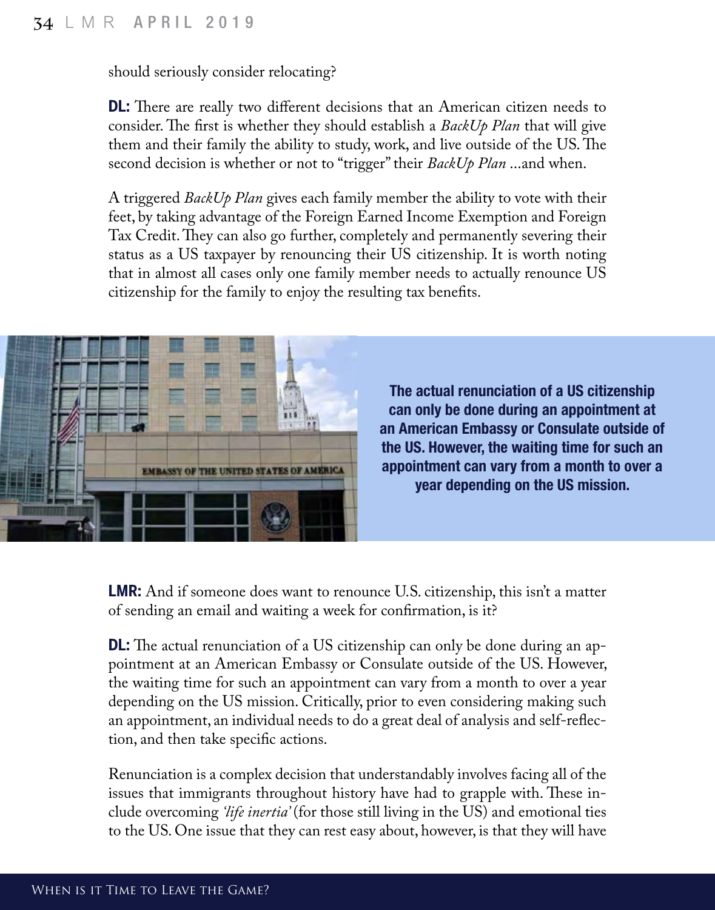should seriously consider relocating?

**DL:** There are really two different decisions that an American citizen needs to consider. The first is whether they should establish a *BackUp Plan* that will give them and their family the ability to study, work, and live outside of the US. The second decision is whether or not to "trigger" their *BackUp Plan* ...and when.

A triggered *BackUp Plan* gives each family member the ability to vote with their feet, by taking advantage of the Foreign Earned Income Exemption and Foreign Tax Credit. They can also go further, completely and permanently severing their status as a US taxpayer by renouncing their US citizenship. It is worth noting that in almost all cases only one family member needs to actually renounce US citizenship for the family to enjoy the resulting tax benefits.

**The actual renunciation of a US citizenship can only be done during an appointment at an American Embassy or Consulate outside of the US. However, the waiting time for such an appointment can vary from a month to over a year depending on the US mission.**

**LMR:** And if someone does want to renounce U.S. citizenship, this isn't a matter of sending an email and waiting a week for confirmation, is it?

**DL:** The actual renunciation of a US citizenship can only be done during an appointment at an American Embassy or Consulate outside of the US. However, the waiting time for such an appointment can vary from a month to over a year depending on the US mission. Critically, prior to even considering making such an appointment, an individual needs to do a great deal of analysis and self-reflection, and then take specific actions.

Renunciation is a complex decision that understandably involves facing all of the issues that immigrants throughout history have had to grapple with. These include overcoming *'life inertia'* (for those still living in the US) and emotional ties to the US. One issue that they can rest easy about, however, is that they will have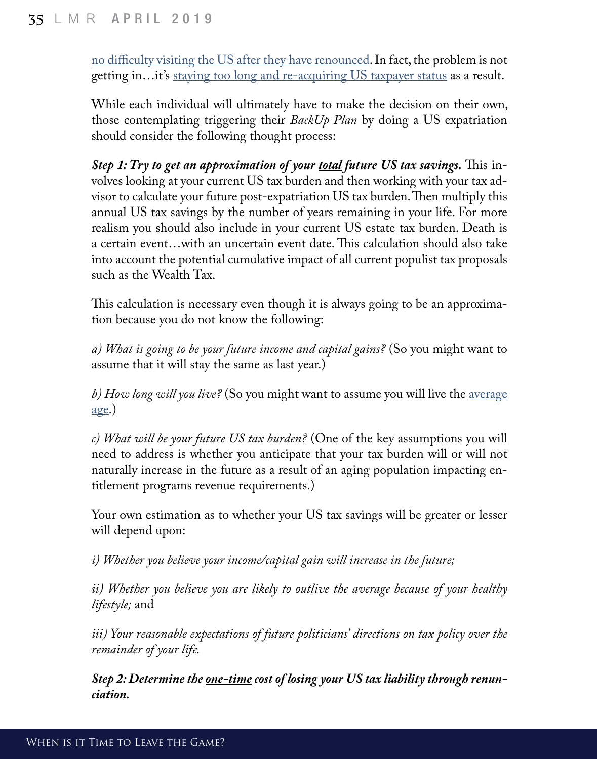no difficulty visiting the US after they have renounced. In fact, the problem is not getting in…it's staying too long and re-acquiring US taxpayer status as a result.

While each individual will ultimately have to make the decision on their own, those contemplating triggering their *BackUp Plan* by doing a US expatriation should consider the following thought process:

***Step 1: Try to get an approximation of your total future US tax savings.*** This involves looking at your current US tax burden and then working with your tax advisor to calculate your future post-expatriation US tax burden. Then multiply this annual US tax savings by the number of years remaining in your life. For more realism you should also include in your current US estate tax burden. Death is a certain event…with an uncertain event date. This calculation should also take into account the potential cumulative impact of all current populist tax proposals such as the Wealth Tax.

This calculation is necessary even though it is always going to be an approximation because you do not know the following:

*a) What is going to be your future income and capital gains?* (So you might want to assume that it will stay the same as last year.)

*b) How long will you live?* (So you might want to assume you will live the average age.)

*c) What will be your future US tax burden?* (One of the key assumptions you will need to address is whether you anticipate that your tax burden will or will not naturally increase in the future as a result of an aging population impacting entitlement programs revenue requirements.)

Your own estimation as to whether your US tax savings will be greater or lesser will depend upon:

*i) Whether you believe your income/capital gain will increase in the future;*

*ii) Whether you believe you are likely to outlive the average because of your healthy lifestyle;* and

*iii) Your reasonable expectations of future politicians' directions on tax policy over the remainder of your life.*

***Step 2: Determine the one-time cost of losing your US tax liability through renunciation.***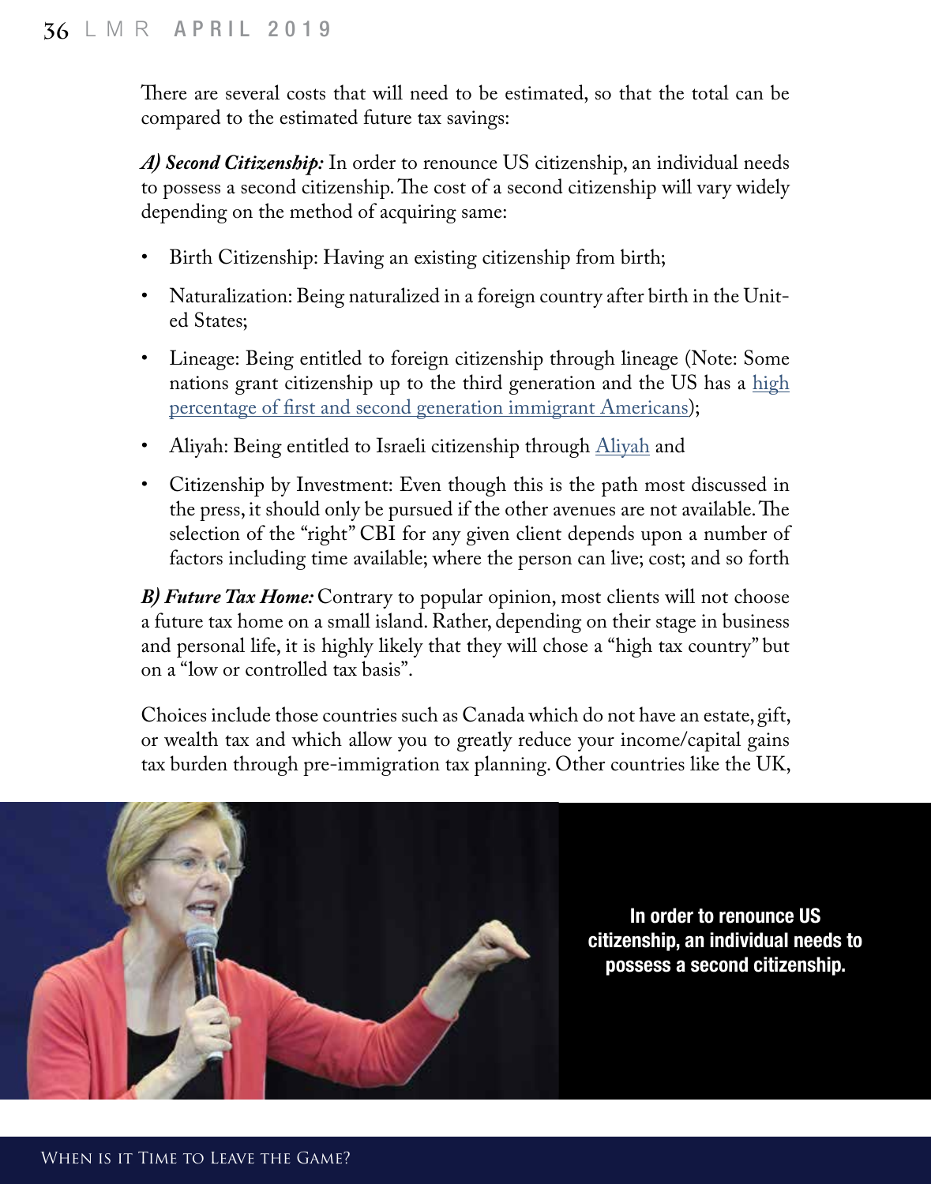There are several costs that will need to be estimated, so that the total can be compared to the estimated future tax savings:

***A) Second Citizenship:*** In order to renounce US citizenship, an individual needs to possess a second citizenship. The cost of a second citizenship will vary widely depending on the method of acquiring same:

- Birth Citizenship: Having an existing citizenship from birth;
- Naturalization: Being naturalized in a foreign country after birth in the United States;
- Lineage: Being entitled to foreign citizenship through lineage (Note: Some nations grant citizenship up to the third generation and the US has a high percentage of first and second generation immigrant Americans);
- Aliyah: Being entitled to Israeli citizenship through Aliyah and
- Citizenship by Investment: Even though this is the path most discussed in the press, it should only be pursued if the other avenues are not available. The selection of the "right" CBI for any given client depends upon a number of factors including time available; where the person can live; cost; and so forth

***B) Future Tax Home:*** Contrary to popular opinion, most clients will not choose a future tax home on a small island. Rather, depending on their stage in business and personal life, it is highly likely that they will chose a "high tax country" but on a "low or controlled tax basis".

Choices include those countries such as Canada which do not have an estate, gift, or wealth tax and which allow you to greatly reduce your income/capital gains tax burden through pre-immigration tax planning. Other countries like the UK,

**In order to renounce US citizenship, an individual needs to possess a second citizenship.**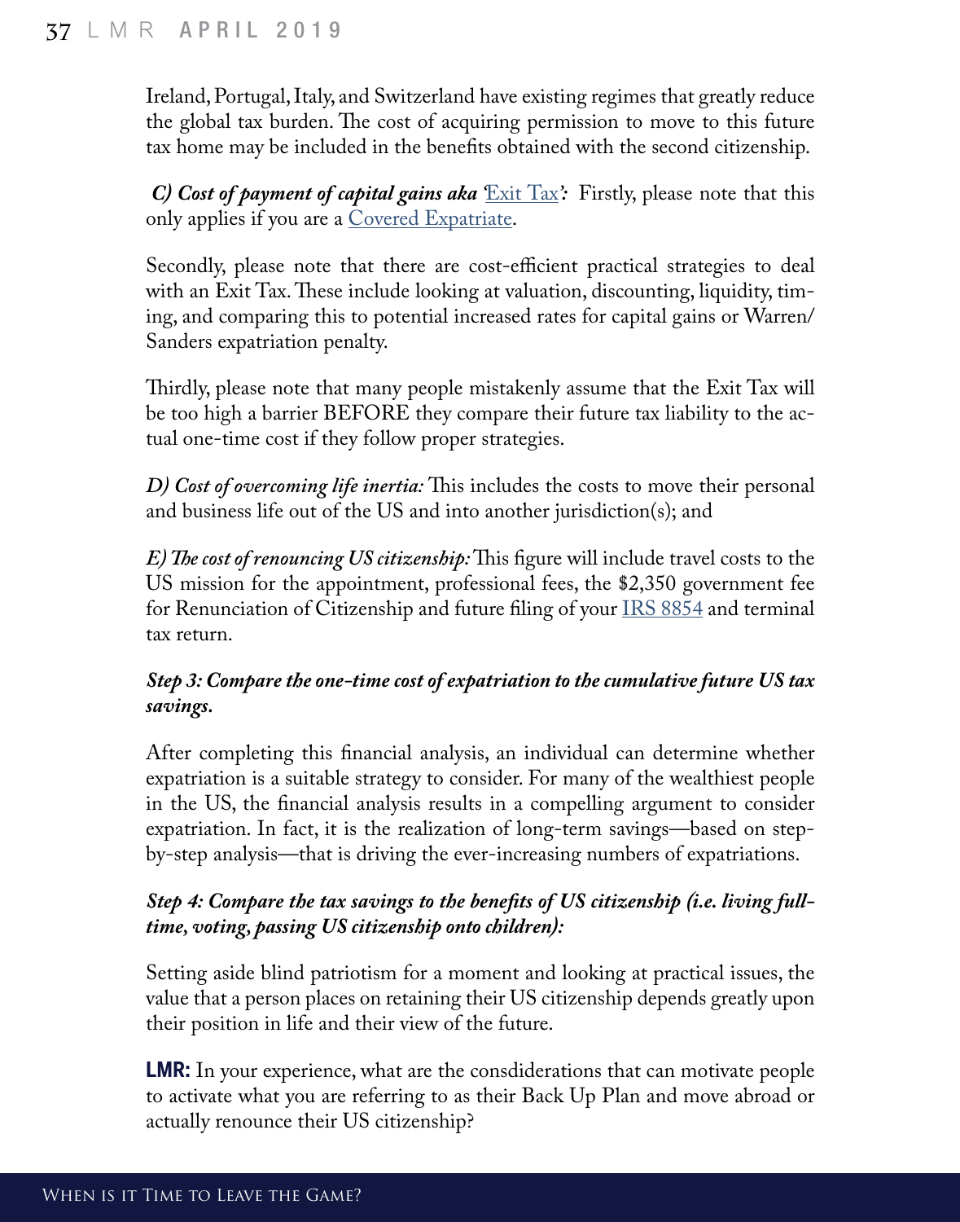Ireland, Portugal, Italy, and Switzerland have existing regimes that greatly reduce the global tax burden. The cost of acquiring permission to move to this future tax home may be included in the benefits obtained with the second citizenship.

***C) Cost of payment of capital gains aka 'Exit Tax':*** Firstly, please note that this only applies if you are a Covered Expatriate.

Secondly, please note that there are cost-efficient practical strategies to deal with an Exit Tax. These include looking at valuation, discounting, liquidity, timing, and comparing this to potential increased rates for capital gains or Warren/Sanders expatriation penalty.

Thirdly, please note that many people mistakenly assume that the Exit Tax will be too high a barrier BEFORE they compare their future tax liability to the actual one-time cost if they follow proper strategies.

***D) Cost of overcoming life inertia:*** This includes the costs to move their personal and business life out of the US and into another jurisdiction(s); and

***E) The cost of renouncing US citizenship:*** This figure will include travel costs to the US mission for the appointment, professional fees, the $2,350 government fee for Renunciation of Citizenship and future filing of your IRS 8854 and terminal tax return.

***Step 3: Compare the one-time cost of expatriation to the cumulative future US tax savings.***

After completing this financial analysis, an individual can determine whether expatriation is a suitable strategy to consider. For many of the wealthiest people in the US, the financial analysis results in a compelling argument to consider expatriation. In fact, it is the realization of long-term savings—based on step-by-step analysis—that is driving the ever-increasing numbers of expatriations.

***Step 4: Compare the tax savings to the benefits of US citizenship (i.e. living full-time, voting, passing US citizenship onto children):***

Setting aside blind patriotism for a moment and looking at practical issues, the value that a person places on retaining their US citizenship depends greatly upon their position in life and their view of the future.

**LMR:** In your experience, what are the consdiderations that can motivate people to activate what you are referring to as their Back Up Plan and move abroad or actually renounce their US citizenship?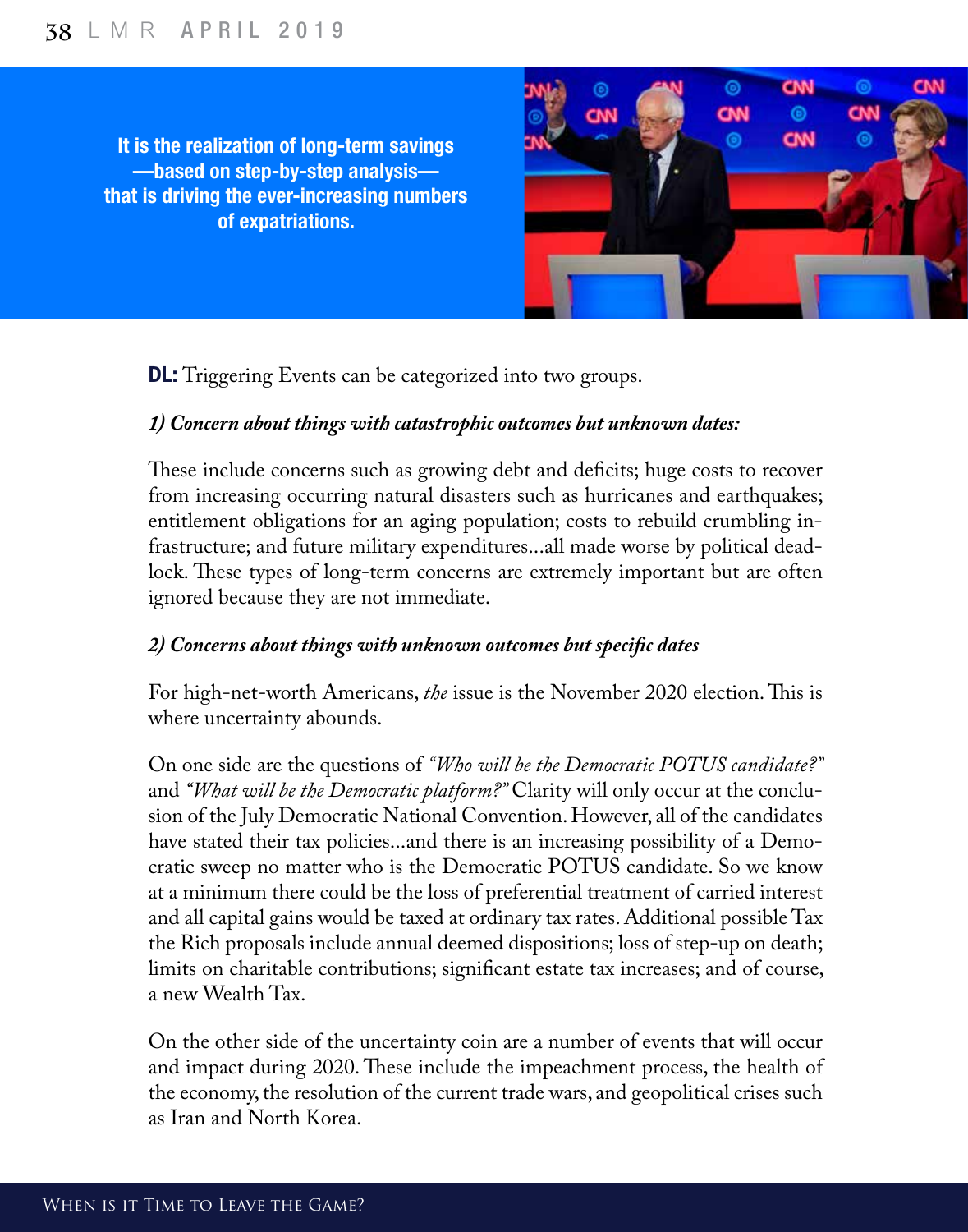**It is the realization of long-term savings —based on step-by-step analysis— that is driving the ever-increasing numbers of expatriations.**

**DL:** Triggering Events can be categorized into two groups.

***1) Concern about things with catastrophic outcomes but unknown dates:***

These include concerns such as growing debt and deficits; huge costs to recover from increasing occurring natural disasters such as hurricanes and earthquakes; entitlement obligations for an aging population; costs to rebuild crumbling infrastructure; and future military expenditures...all made worse by political deadlock. These types of long-term concerns are extremely important but are often ignored because they are not immediate.

***2) Concerns about things with unknown outcomes but specific dates***

For high-net-worth Americans, *the* issue is the November 2020 election. This is where uncertainty abounds.

On one side are the questions of *"Who will be the Democratic POTUS candidate?"* and *"What will be the Democratic platform?"* Clarity will only occur at the conclusion of the July Democratic National Convention. However, all of the candidates have stated their tax policies...and there is an increasing possibility of a Democratic sweep no matter who is the Democratic POTUS candidate. So we know at a minimum there could be the loss of preferential treatment of carried interest and all capital gains would be taxed at ordinary tax rates. Additional possible Tax the Rich proposals include annual deemed dispositions; loss of step-up on death; limits on charitable contributions; significant estate tax increases; and of course, a new Wealth Tax.

On the other side of the uncertainty coin are a number of events that will occur and impact during 2020. These include the impeachment process, the health of the economy, the resolution of the current trade wars, and geopolitical crises such as Iran and North Korea.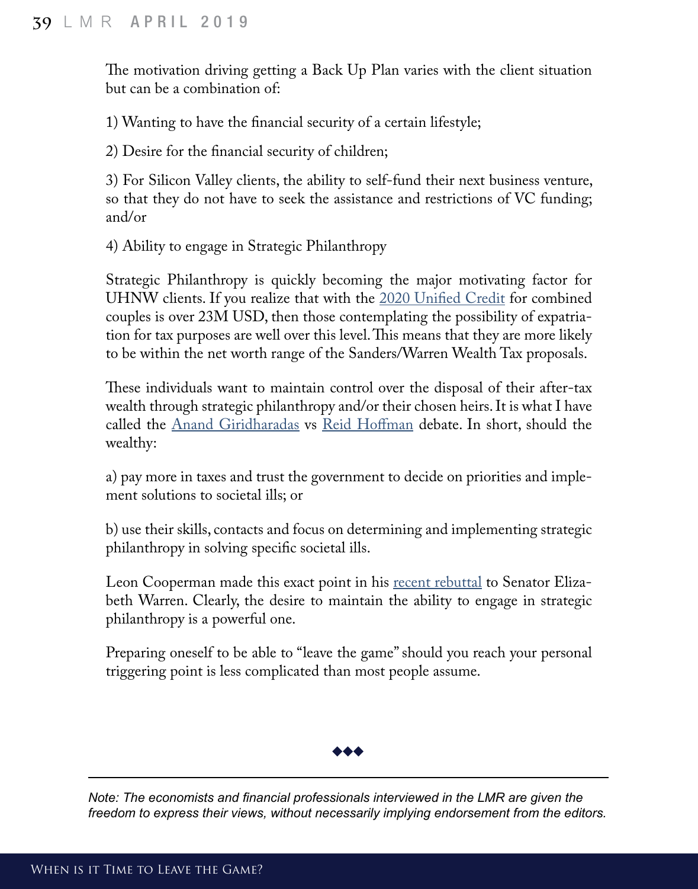The motivation driving getting a Back Up Plan varies with the client situation but can be a combination of:

1) Wanting to have the financial security of a certain lifestyle;

2) Desire for the financial security of children;

3) For Silicon Valley clients, the ability to self-fund their next business venture, so that they do not have to seek the assistance and restrictions of VC funding; and/or

4) Ability to engage in Strategic Philanthropy

Strategic Philanthropy is quickly becoming the major motivating factor for UHNW clients. If you realize that with the 2020 Unified Credit for combined couples is over 23M USD, then those contemplating the possibility of expatriation for tax purposes are well over this level. This means that they are more likely to be within the net worth range of the Sanders/Warren Wealth Tax proposals.

These individuals want to maintain control over the disposal of their after-tax wealth through strategic philanthropy and/or their chosen heirs. It is what I have called the Anand Giridharadas vs Reid Hoffman debate. In short, should the wealthy:

a) pay more in taxes and trust the government to decide on priorities and implement solutions to societal ills; or

b) use their skills, contacts and focus on determining and implementing strategic philanthropy in solving specific societal ills.

Leon Cooperman made this exact point in his recent rebuttal to Senator Elizabeth Warren. Clearly, the desire to maintain the ability to engage in strategic philanthropy is a powerful one.

Preparing oneself to be able to "leave the game" should you reach your personal triggering point is less complicated than most people assume.

◆◆◆

---

*Note: The economists and financial professionals interviewed in the LMR are given the freedom to express their views, without necessarily implying endorsement from the editors.*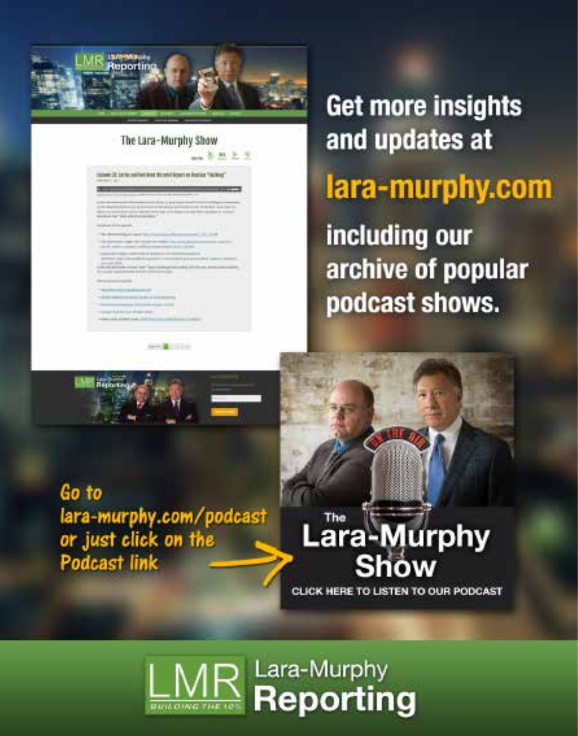Get more insights and updates at

## lara-murphy.com

including our archive of popular podcast shows.

Go to lara-murphy.com/podcast or just click on the Podcast link

The Lara-Murphy Show

CLICK HERE TO LISTEN TO OUR PODCAST

LMR Lara-Murphy Reporting

BUILDING THE 10%